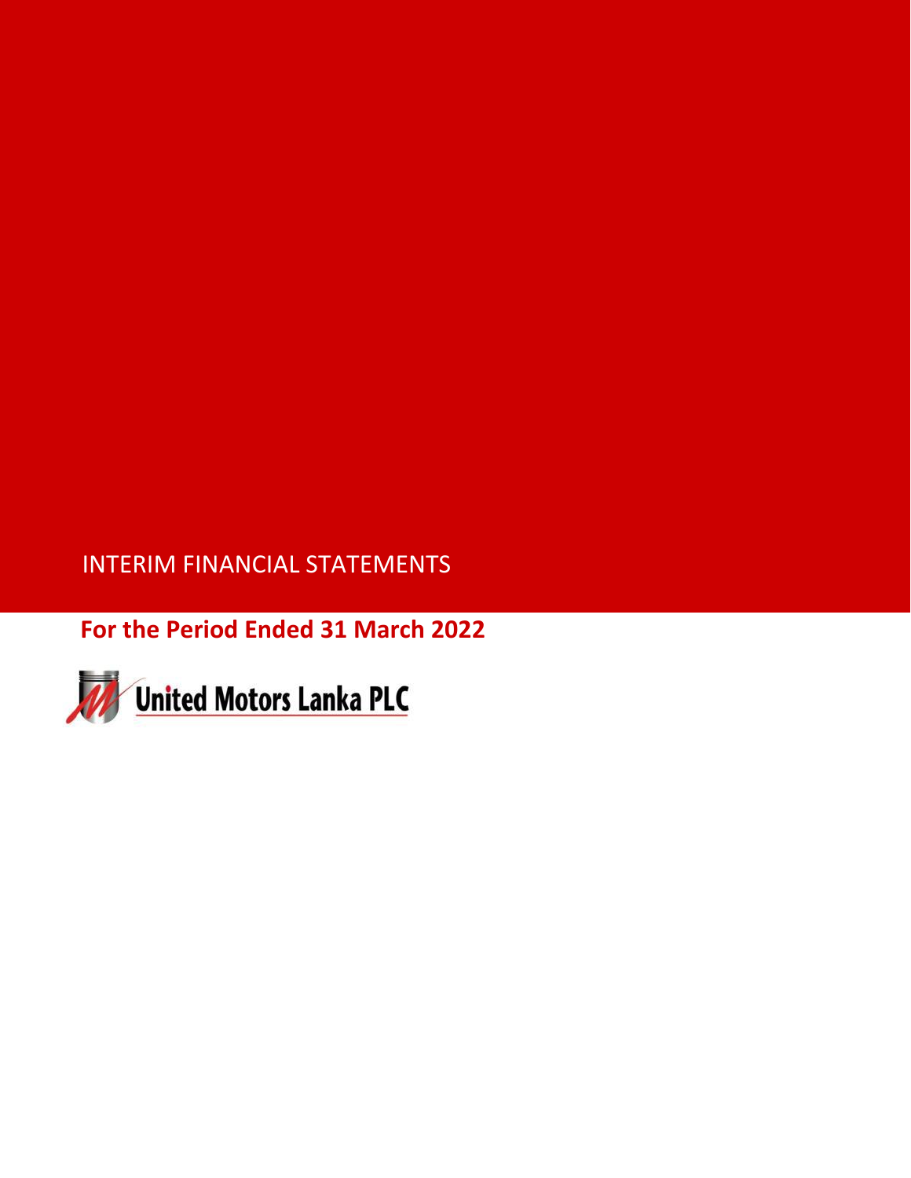# INTERIM FINANCIAL STATEMENTS

## For the Period Ended 31 March 2022

**United Motors Lanka PLC**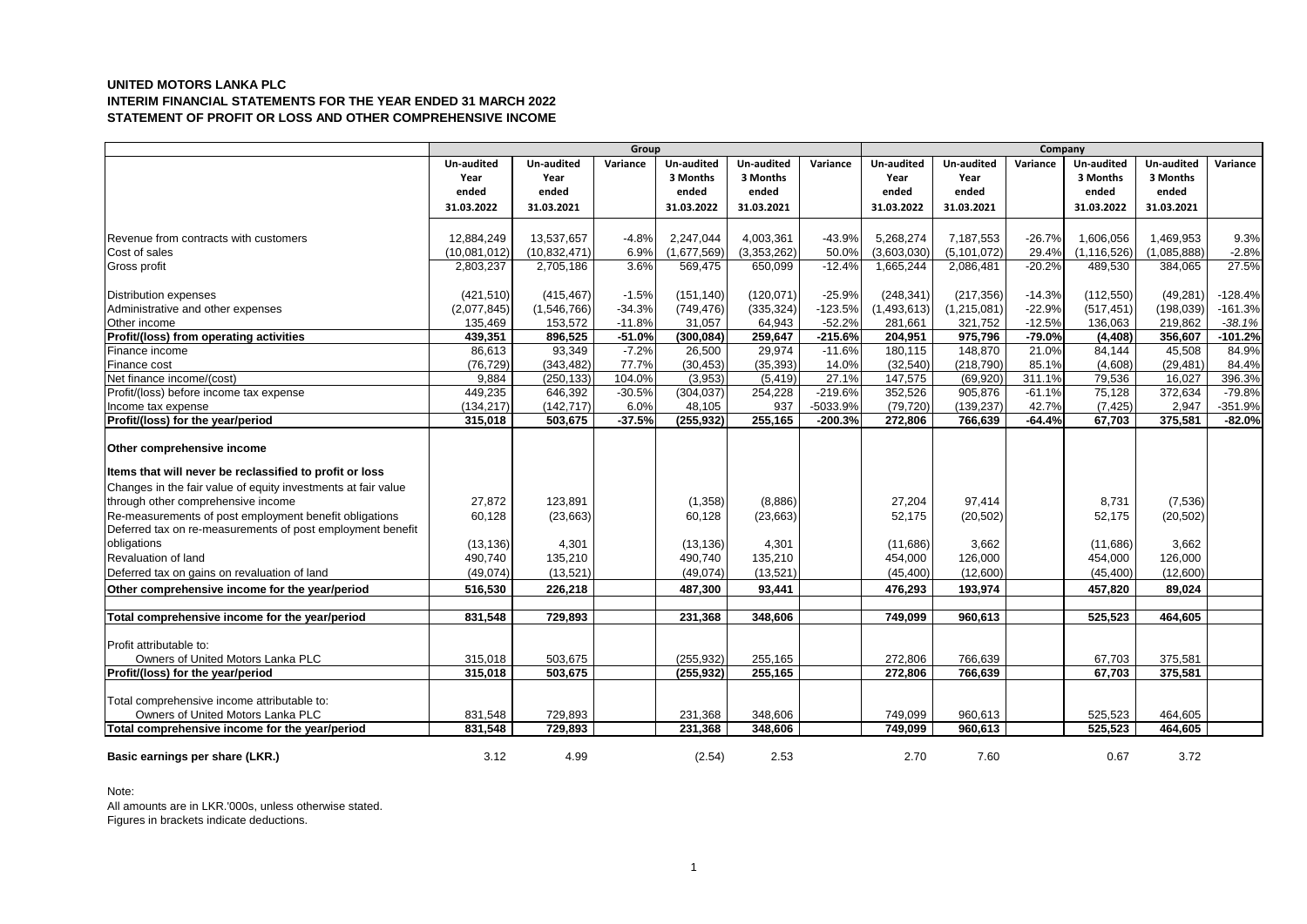**UNITED MOTORS LANKA PLC**
**INTERIM FINANCIAL STATEMENTS FOR THE YEAR ENDED 31 MARCH 2022**
**STATEMENT OF PROFIT OR LOSS AND OTHER COMPREHENSIVE INCOME**

| | Group | | | | | | Company | | | | | |
|---|---|---|---|---|---|---|---|---|---|---|---|---|
| | Un-audited Year ended 31.03.2022 | Un-audited Year ended 31.03.2021 | Variance | Un-audited 3 Months ended 31.03.2022 | Un-audited 3 Months ended 31.03.2021 | Variance | Un-audited Year ended 31.03.2022 | Un-audited Year ended 31.03.2021 | Variance | Un-audited 3 Months ended 31.03.2022 | Un-audited 3 Months ended 31.03.2021 | Variance |
| Revenue from contracts with customers | 12,884,249 | 13,537,657 | -4.8% | 2,247,044 | 4,003,361 | -43.9% | 5,268,274 | 7,187,553 | -26.7% | 1,606,056 | 1,469,953 | 9.3% |
| Cost of sales | (10,081,012) | (10,832,471) | 6.9% | (1,677,569) | (3,353,262) | 50.0% | (3,603,030) | (5,101,072) | 29.4% | (1,116,526) | (1,085,888) | -2.8% |
| Gross profit | 2,803,237 | 2,705,186 | 3.6% | 569,475 | 650,099 | -12.4% | 1,665,244 | 2,086,481 | -20.2% | 489,530 | 384,065 | 27.5% |
| Distribution expenses | (421,510) | (415,467) | -1.5% | (151,140) | (120,071) | -25.9% | (248,341) | (217,356) | -14.3% | (112,550) | (49,281) | -128.4% |
| Administrative and other expenses | (2,077,845) | (1,546,766) | -34.3% | (749,476) | (335,324) | -123.5% | (1,493,613) | (1,215,081) | -22.9% | (517,451) | (198,039) | -161.3% |
| Other income | 135,469 | 153,572 | -11.8% | 31,057 | 64,943 | -52.2% | 281,661 | 321,752 | -12.5% | 136,063 | 219,862 | *-38.1%* |
| **Profit/(loss) from operating activities** | **439,351** | **896,525** | **-51.0%** | **(300,084)** | **259,647** | **-215.6%** | **204,951** | **975,796** | **-79.0%** | **(4,408)** | **356,607** | **-101.2%** |
| Finance income | 86,613 | 93,349 | -7.2% | 26,500 | 29,974 | -11.6% | 180,115 | 148,870 | 21.0% | 84,144 | 45,508 | 84.9% |
| Finance cost | (76,729) | (343,482) | 77.7% | (30,453) | (35,393) | 14.0% | (32,540) | (218,790) | 85.1% | (4,608) | (29,481) | 84.4% |
| Net finance income/(cost) | 9,884 | (250,133) | 104.0% | (3,953) | (5,419) | 27.1% | 147,575 | (69,920) | 311.1% | 79,536 | 16,027 | 396.3% |
| Profit/(loss) before income tax expense | 449,235 | 646,392 | -30.5% | (304,037) | 254,228 | -219.6% | 352,526 | 905,876 | -61.1% | 75,128 | 372,634 | -79.8% |
| Income tax expense | (134,217) | (142,717) | 6.0% | 48,105 | 937 | -5033.9% | (79,720) | (139,237) | 42.7% | (7,425) | 2,947 | -351.9% |
| **Profit/(loss) for the year/period** | **315,018** | **503,675** | **-37.5%** | **(255,932)** | **255,165** | **-200.3%** | **272,806** | **766,639** | **-64.4%** | **67,703** | **375,581** | **-82.0%** |
| **Other comprehensive income** | | | | | | | | | | | | |
| **Items that will never be reclassified to profit or loss** | | | | | | | | | | | | |
| Changes in the fair value of equity investments at fair value through other comprehensive income | 27,872 | 123,891 | | (1,358) | (8,886) | | 27,204 | 97,414 | | 8,731 | (7,536) | |
| Re-measurements of post employment benefit obligations | 60,128 | (23,663) | | 60,128 | (23,663) | | 52,175 | (20,502) | | 52,175 | (20,502) | |
| Deferred tax on re-measurements of post employment benefit obligations | (13,136) | 4,301 | | (13,136) | 4,301 | | (11,686) | 3,662 | | (11,686) | 3,662 | |
| Revaluation of land | 490,740 | 135,210 | | 490,740 | 135,210 | | 454,000 | 126,000 | | 454,000 | 126,000 | |
| Deferred tax on gains on revaluation of land | (49,074) | (13,521) | | (49,074) | (13,521) | | (45,400) | (12,600) | | (45,400) | (12,600) | |
| **Other comprehensive income for the year/period** | **516,530** | **226,218** | | **487,300** | **93,441** | | **476,293** | **193,974** | | **457,820** | **89,024** | |
| **Total comprehensive income for the year/period** | **831,548** | **729,893** | | **231,368** | **348,606** | | **749,099** | **960,613** | | **525,523** | **464,605** | |
| Profit attributable to: | | | | | | | | | | | | |
| Owners of United Motors Lanka PLC | 315,018 | 503,675 | | (255,932) | 255,165 | | 272,806 | 766,639 | | 67,703 | 375,581 | |
| **Profit/(loss) for the year/period** | **315,018** | **503,675** | | **(255,932)** | **255,165** | | **272,806** | **766,639** | | **67,703** | **375,581** | |
| Total comprehensive income attributable to: | | | | | | | | | | | | |
| Owners of United Motors Lanka PLC | 831,548 | 729,893 | | 231,368 | 348,606 | | 749,099 | 960,613 | | 525,523 | 464,605 | |
| **Total comprehensive income for the year/period** | **831,548** | **729,893** | | **231,368** | **348,606** | | **749,099** | **960,613** | | **525,523** | **464,605** | |
| **Basic earnings per share (LKR.)** | 3.12 | 4.99 | | (2.54) | 2.53 | | 2.70 | 7.60 | | 0.67 | 3.72 | |

Note:
All amounts are in LKR.'000s, unless otherwise stated.
Figures in brackets indicate deductions.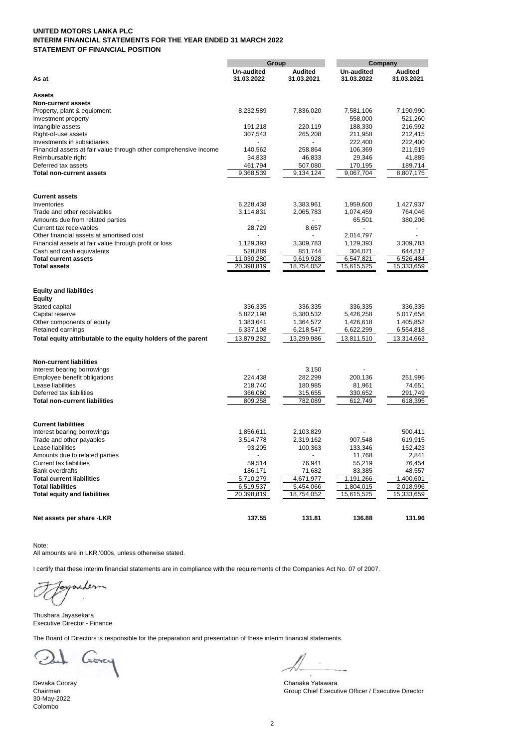**UNITED MOTORS LANKA PLC**
**INTERIM FINANCIAL STATEMENTS FOR THE YEAR ENDED 31 MARCH 2022**
**STATEMENT OF FINANCIAL POSITION**

| | Group | | Company | |
|---|---|---|---|---|
| **As at** | **Un-audited 31.03.2022** | **Audited 31.03.2021** | **Un-audited 31.03.2022** | **Audited 31.03.2021** |
| **Assets** | | | | |
| **Non-current assets** | | | | |
| Property, plant & equipment | 8,232,589 | 7,836,020 | 7,581,106 | 7,190,990 |
| Investment property | - | - | 558,000 | 521,260 |
| Intangible assets | 191,218 | 220,119 | 188,330 | 216,992 |
| Right-of-use assets | 307,543 | 265,208 | 211,958 | 212,415 |
| Investments in subsidiaries | - | - | 222,400 | 222,400 |
| Financial assets at fair value through other comprehensive income | 140,562 | 258,864 | 106,369 | 211,519 |
| Reimbursable right | 34,833 | 46,833 | 29,346 | 41,885 |
| Deferred tax assets | 461,794 | 507,080 | 170,195 | 189,714 |
| **Total non-current assets** | 9,368,539 | 9,134,124 | 9,067,704 | 8,807,175 |
| **Current assets** | | | | |
| Inventories | 6,228,438 | 3,383,961 | 1,959,600 | 1,427,937 |
| Trade and other receivables | 3,114,831 | 2,065,783 | 1,074,459 | 764,046 |
| Amounts due from related parties | - | - | 65,501 | 380,206 |
| Current tax receivables | 28,729 | 8,657 | - | - |
| Other financial assets at amortised cost | - | - | 2,014,797 | - |
| Financial assets at fair value through profit or loss | 1,129,393 | 3,309,783 | 1,129,393 | 3,309,783 |
| Cash and cash equivalents | 528,889 | 851,744 | 304,071 | 644,512 |
| **Total current assets** | 11,030,280 | 9,619,928 | 6,547,821 | 6,526,484 |
| **Total assets** | 20,398,819 | 18,754,052 | 15,615,525 | 15,333,659 |
| **Equity and liabilities** | | | | |
| **Equity** | | | | |
| Stated capital | 336,335 | 336,335 | 336,335 | 336,335 |
| Capital reserve | 5,822,198 | 5,380,532 | 5,426,258 | 5,017,658 |
| Other components of equity | 1,383,641 | 1,364,572 | 1,426,618 | 1,405,852 |
| Retained earnings | 6,337,108 | 6,218,547 | 6,622,299 | 6,554,818 |
| **Total equity attributable to the equity holders of the parent** | 13,879,282 | 13,299,986 | 13,811,510 | 13,314,663 |
| **Non-current liabilities** | | | | |
| Interest bearing borrowings | - | 3,150 | - | - |
| Employee benefit obligations | 224,438 | 282,299 | 200,136 | 251,995 |
| Lease liabilities | 218,740 | 180,985 | 81,961 | 74,651 |
| Deferred tax liabilities | 366,080 | 315,655 | 330,652 | 291,749 |
| **Total non-current liabilities** | 809,258 | 782,089 | 612,749 | 618,395 |
| **Current liabilities** | | | | |
| Interest bearing borrowings | 1,856,611 | 2,103,829 | - | 500,411 |
| Trade and other payables | 3,514,778 | 2,319,162 | 907,548 | 619,915 |
| Lease liabilities | 93,205 | 100,363 | 133,346 | 152,423 |
| Amounts due to related parties | - | - | 11,768 | 2,841 |
| Current tax liabilities | 59,514 | 76,941 | 55,219 | 76,454 |
| Bank overdrafts | 186,171 | 71,682 | 83,385 | 48,557 |
| **Total current liabilities** | 5,710,279 | 4,671,977 | 1,191,266 | 1,400,601 |
| **Total liabilities** | 6,519,537 | 5,454,066 | 1,804,015 | 2,018,996 |
| **Total equity and liabilities** | 20,398,819 | 18,754,052 | 15,615,525 | 15,333,659 |
| **Net assets per share -LKR** | **137.55** | **131.81** | **136.88** | **131.96** |

Note:
All amounts are in LKR.'000s, unless otherwise stated.

I certify that these interim financial statements are in compliance with the requirements of the Companies Act No. 07 of 2007.

Thushara Jayasekara
Executive Director - Finance

The Board of Directors is responsible for the preparation and presentation of these interim financial statements.

Devaka Cooray
Chairman
30-May-2022
Colombo

Chanaka Yatawara
Group Chief Executive Officer / Executive Director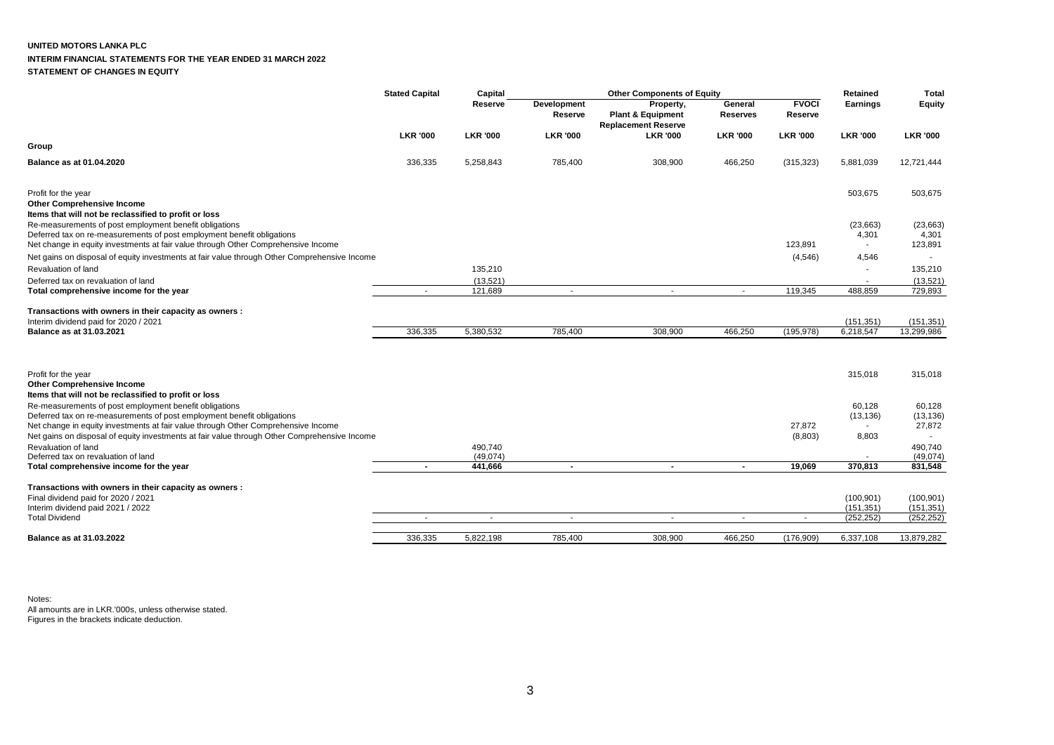**UNITED MOTORS LANKA PLC**

**INTERIM FINANCIAL STATEMENTS FOR THE YEAR ENDED 31 MARCH 2022**

**STATEMENT OF CHANGES IN EQUITY**

| | Stated Capital | Capital Reserve | Other Components of Equity | | | | Retained Earnings | Total Equity |
|---|---|---|---|---|---|---|---|---|
| | | | Development Reserve | Property, Plant & Equipment Replacement Reserve | General Reserves | FVOCI Reserve | | |
| | LKR '000 | LKR '000 | LKR '000 | LKR '000 | LKR '000 | LKR '000 | LKR '000 | LKR '000 |
| **Group** | | | | | | | | |
| **Balance as at 01.04.2020** | 336,335 | 5,258,843 | 785,400 | 308,900 | 466,250 | (315,323) | 5,881,039 | 12,721,444 |
| Profit for the year | | | | | | | 503,675 | 503,675 |
| **Other Comprehensive Income** | | | | | | | | |
| **Items that will not be reclassified to profit or loss** | | | | | | | | |
| Re-measurements of post employment benefit obligations | | | | | | | (23,663) | (23,663) |
| Deferred tax on re-measurements of post employment benefit obligations | | | | | | | 4,301 | 4,301 |
| Net change in equity investments at fair value through Other Comprehensive Income | | | | | | 123,891 | - | 123,891 |
| Net gains on disposal of equity investments at fair value through Other Comprehensive Income | | | | | | (4,546) | 4,546 | - |
| Revaluation of land | | 135,210 | | | | | - | 135,210 |
| Deferred tax on revaluation of land | | (13,521) | | | | | - | (13,521) |
| Total comprehensive income for the year | - | 121,689 | - | - | - | 119,345 | 488,859 | 729,893 |
| **Transactions with owners in their capacity as owners :** | | | | | | | | |
| Interim dividend paid for 2020 / 2021 | | | | | | | (151,351) | (151,351) |
| **Balance as at 31.03.2021** | 336,335 | 5,380,532 | 785,400 | 308,900 | 466,250 | (195,978) | 6,218,547 | 13,299,986 |
| Profit for the year | | | | | | | 315,018 | 315,018 |
| **Other Comprehensive Income** | | | | | | | | |
| **Items that will not be reclassified to profit or loss** | | | | | | | | |
| Re-measurements of post employment benefit obligations | | | | | | | 60,128 | 60,128 |
| Deferred tax on re-measurements of post employment benefit obligations | | | | | | | (13,136) | (13,136) |
| Net change in equity investments at fair value through Other Comprehensive Income | | | | | | 27,872 | - | 27,872 |
| Net gains on disposal of equity investments at fair value through Other Comprehensive Income | | | | | | (8,803) | 8,803 | - |
| Revaluation of land | | 490,740 | | | | | | 490,740 |
| Deferred tax on revaluation of land | | (49,074) | | | | | - | (49,074) |
| **Total comprehensive income for the year** | **-** | **441,666** | **-** | **-** | **-** | **19,069** | **370,813** | **831,548** |
| **Transactions with owners in their capacity as owners :** | | | | | | | | |
| Final dividend paid for 2020 / 2021 | | | | | | | (100,901) | (100,901) |
| Interim dividend paid 2021 / 2022 | | | | | | | (151,351) | (151,351) |
| Total Dividend | - | - | - | - | - | - | (252,252) | (252,252) |
| **Balance as at 31.03.2022** | 336,335 | 5,822,198 | 785,400 | 308,900 | 466,250 | (176,909) | 6,337,108 | 13,879,282 |

Notes:
All amounts are in LKR.'000s, unless otherwise stated.
Figures in the brackets indicate deduction.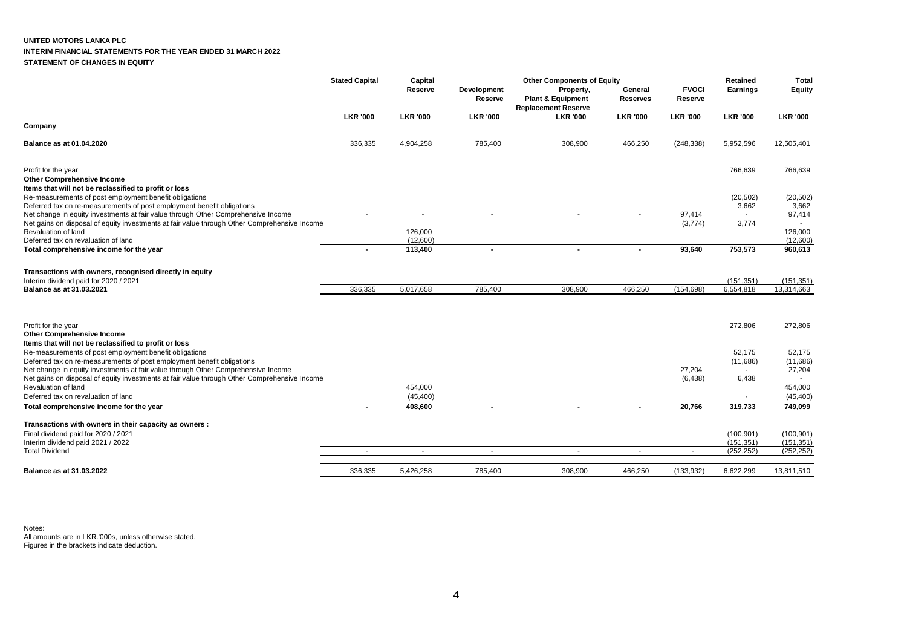**UNITED MOTORS LANKA PLC**

**INTERIM FINANCIAL STATEMENTS FOR THE YEAR ENDED 31 MARCH 2022**

**STATEMENT OF CHANGES IN EQUITY**

| | Stated Capital | Capital Reserve | Other Components of Equity | | | | Retained Earnings | Total Equity |
|---|---|---|---|---|---|---|---|---|
| | | | Development Reserve | Property, Plant & Equipment Replacement Reserve | General Reserves | FVOCI Reserve | | |
| | LKR '000 | LKR '000 | LKR '000 | LKR '000 | LKR '000 | LKR '000 | LKR '000 | LKR '000 |
| **Company** | | | | | | | | |
| **Balance as at 01.04.2020** | 336,335 | 4,904,258 | 785,400 | 308,900 | 466,250 | (248,338) | 5,952,596 | 12,505,401 |
| Profit for the year | | | | | | | 766,639 | 766,639 |
| **Other Comprehensive Income** | | | | | | | | |
| **Items that will not be reclassified to profit or loss** | | | | | | | | |
| Re-measurements of post employment benefit obligations | | | | | | | (20,502) | (20,502) |
| Deferred tax on re-measurements of post employment benefit obligations | | | | | | | 3,662 | 3,662 |
| Net change in equity investments at fair value through Other Comprehensive Income | - | - | - | - | - | 97,414 | - | 97,414 |
| Net gains on disposal of equity investments at fair value through Other Comprehensive Income | | | | | | (3,774) | 3,774 | - |
| Revaluation of land | | 126,000 | | | | | | 126,000 |
| Deferred tax on revaluation of land | | (12,600) | | | | | | (12,600) |
| **Total comprehensive income for the year** | **-** | **113,400** | **-** | **-** | **-** | **93,640** | **753,573** | **960,613** |
| **Transactions with owners, recognised directly in equity** | | | | | | | | |
| Interim dividend paid for 2020 / 2021 | | | | | | | (151,351) | (151,351) |
| **Balance as at 31.03.2021** | 336,335 | 5,017,658 | 785,400 | 308,900 | 466,250 | (154,698) | 6,554,818 | 13,314,663 |
| Profit for the year | | | | | | | 272,806 | 272,806 |
| **Other Comprehensive Income** | | | | | | | | |
| **Items that will not be reclassified to profit or loss** | | | | | | | | |
| Re-measurements of post employment benefit obligations | | | | | | | 52,175 | 52,175 |
| Deferred tax on re-measurements of post employment benefit obligations | | | | | | | (11,686) | (11,686) |
| Net change in equity investments at fair value through Other Comprehensive Income | | | | | | 27,204 | - | 27,204 |
| Net gains on disposal of equity investments at fair value through Other Comprehensive Income | | | | | | (6,438) | 6,438 | - |
| Revaluation of land | | 454,000 | | | | | | 454,000 |
| Deferred tax on revaluation of land | | (45,400) | | | | | - | (45,400) |
| **Total comprehensive income for the year** | **-** | **408,600** | **-** | **-** | **-** | **20,766** | **319,733** | **749,099** |
| **Transactions with owners in their capacity as owners :** | | | | | | | | |
| Final dividend paid for 2020 / 2021 | | | | | | | (100,901) | (100,901) |
| Interim dividend paid 2021 / 2022 | | | | | | | (151,351) | (151,351) |
| Total Dividend | - | - | - | - | - | - | (252,252) | (252,252) |
| **Balance as at 31.03.2022** | 336,335 | 5,426,258 | 785,400 | 308,900 | 466,250 | (133,932) | 6,622,299 | 13,811,510 |

Notes:
All amounts are in LKR.'000s, unless otherwise stated.
Figures in the brackets indicate deduction.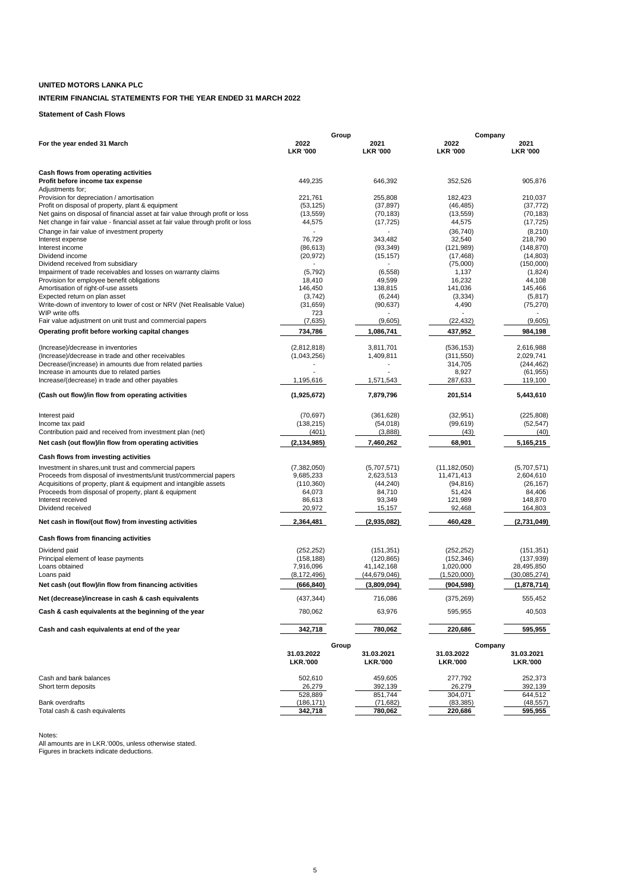**UNITED MOTORS LANKA PLC**

**INTERIM FINANCIAL STATEMENTS FOR THE YEAR ENDED 31 MARCH 2022**

**Statement of Cash Flows**

| For the year ended 31 March | Group | | Company | |
|---|---|---|---|---|
| | 2022 LKR '000 | 2021 LKR '000 | 2022 LKR '000 | 2021 LKR '000 |
| **Cash flows from operating activities** | | | | |
| **Profit before income tax expense** | 449,235 | 646,392 | 352,526 | 905,876 |
| Adjustments for; | | | | |
| Provision for depreciation / amortisation | 221,761 | 255,808 | 182,423 | 210,037 |
| Profit on disposal of property, plant & equipment | (53,125) | (37,897) | (46,485) | (37,772) |
| Net gains on disposal of financial asset at fair value through profit or loss | (13,559) | (70,183) | (13,559) | (70,183) |
| Net change in fair value - financial asset at fair value through profit or loss | 44,575 | (17,725) | 44,575 | (17,725) |
| Change in fair value of investment property | - | - | (36,740) | (8,210) |
| Interest expense | 76,729 | 343,482 | 32,540 | 218,790 |
| Interest income | (86,613) | (93,349) | (121,989) | (148,870) |
| Dividend income | (20,972) | (15,157) | (17,468) | (14,803) |
| Dividend received from subsidiary | - | - | (75,000) | (150,000) |
| Impairment of trade receivables and losses on warranty claims | (5,792) | (6,558) | 1,137 | (1,824) |
| Provision for employee benefit obligations | 18,410 | 49,599 | 16,232 | 44,108 |
| Amortisation of right-of-use assets | 146,450 | 138,815 | 141,036 | 145,466 |
| Expected return on plan asset | (3,742) | (6,244) | (3,334) | (5,817) |
| Write-down of inventory to lower of cost or NRV (Net Realisable Value) | (31,659) | (90,637) | 4,490 | (75,270) |
| WIP write offs | 723 | - | - | - |
| Fair value adjustment on unit trust and commercial papers | (7,635) | (9,605) | (22,432) | (9,605) |
| **Operating profit before working capital changes** | **734,786** | **1,086,741** | **437,952** | **984,198** |
| (Increase)/decrease in inventories | (2,812,818) | 3,811,701 | (536,153) | 2,616,988 |
| (Increase)/decrease in trade and other receivables | (1,043,256) | 1,409,811 | (311,550) | 2,029,741 |
| Decrease/(increase) in amounts due from related parties | - | - | 314,705 | (244,462) |
| Increase in amounts due to related parties | - | - | 8,927 | (61,955) |
| Increase/(decrease) in trade and other payables | 1,195,616 | 1,571,543 | 287,633 | 119,100 |
| **(Cash out flow)/in flow from operating activities** | **(1,925,672)** | **7,879,796** | **201,514** | **5,443,610** |
| Interest paid | (70,697) | (361,628) | (32,951) | (225,808) |
| Income tax paid | (138,215) | (54,018) | (99,619) | (52,547) |
| Contribution paid and received from investment plan (net) | (401) | (3,888) | (43) | (40) |
| **Net cash (out flow)/in flow from operating activities** | **(2,134,985)** | **7,460,262** | **68,901** | **5,165,215** |
| **Cash flows from investing activities** | | | | |
| Investment in shares,unit trust and commercial papers | (7,382,050) | (5,707,571) | (11,182,050) | (5,707,571) |
| Proceeds from disposal of investments/unit trust/commercial papers | 9,685,233 | 2,623,513 | 11,471,413 | 2,604,610 |
| Acquisitions of property, plant & equipment and intangible assets | (110,360) | (44,240) | (94,816) | (26,167) |
| Proceeds from disposal of property, plant & equipment | 64,073 | 84,710 | 51,424 | 84,406 |
| Interest received | 86,613 | 93,349 | 121,989 | 148,870 |
| Dividend received | 20,972 | 15,157 | 92,468 | 164,803 |
| **Net cash in flow/(out flow) from investing activities** | **2,364,481** | **(2,935,082)** | **460,428** | **(2,731,049)** |
| **Cash flows from financing activities** | | | | |
| Dividend paid | (252,252) | (151,351) | (252,252) | (151,351) |
| Principal element of lease payments | (158,188) | (120,865) | (152,346) | (137,939) |
| Loans obtained | 7,916,096 | 41,142,168 | 1,020,000 | 28,495,850 |
| Loans paid | (8,172,496) | (44,679,046) | (1,520,000) | (30,085,274) |
| **Net cash (out flow)/in flow from financing activities** | **(666,840)** | **(3,809,094)** | **(904,598)** | **(1,878,714)** |
| **Net (decrease)/increase in cash & cash equivalents** | (437,344) | 716,086 | (375,269) | 555,452 |
| **Cash & cash equivalents at the beginning of the year** | 780,062 | 63,976 | 595,955 | 40,503 |
| **Cash and cash equivalents at end of the year** | **342,718** | **780,062** | **220,686** | **595,955** |

| | Group | | Company | |
|---|---|---|---|---|
| | 31.03.2022 LKR.'000 | 31.03.2021 LKR.'000 | 31.03.2022 LKR.'000 | 31.03.2021 LKR.'000 |
| Cash and bank balances | 502,610 | 459,605 | 277,792 | 252,373 |
| Short term deposits | 26,279 | 392,139 | 26,279 | 392,139 |
| | 528,889 | 851,744 | 304,071 | 644,512 |
| Bank overdrafts | (186,171) | (71,682) | (83,385) | (48,557) |
| Total cash & cash equivalents | **342,718** | **780,062** | **220,686** | **595,955** |

Notes:
All amounts are in LKR.'000s, unless otherwise stated.
Figures in brackets indicate deductions.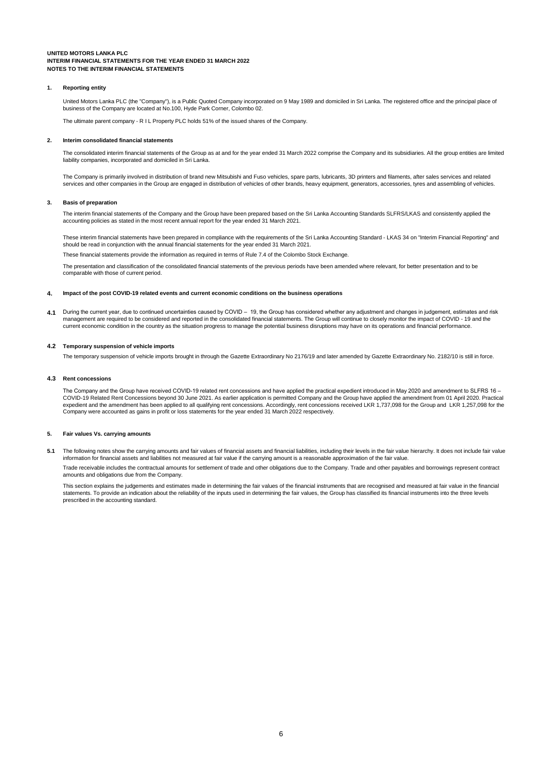**UNITED MOTORS LANKA PLC**
**INTERIM FINANCIAL STATEMENTS FOR THE YEAR ENDED 31 MARCH 2022**
**NOTES TO THE INTERIM FINANCIAL STATEMENTS**

## 1. Reporting entity

United Motors Lanka PLC (the "Company"), is a Public Quoted Company incorporated on 9 May 1989 and domiciled in Sri Lanka. The registered office and the principal place of business of the Company are located at No.100, Hyde Park Corner, Colombo 02.

The ultimate parent company - R I L Property PLC holds 51% of the issued shares of the Company.

## 2. Interim consolidated financial statements

The consolidated interim financial statements of the Group as at and for the year ended 31 March 2022 comprise the Company and its subsidiaries. All the group entities are limited liability companies, incorporated and domiciled in Sri Lanka.

The Company is primarily involved in distribution of brand new Mitsubishi and Fuso vehicles, spare parts, lubricants, 3D printers and filaments, after sales services and related services and other companies in the Group are engaged in distribution of vehicles of other brands, heavy equipment, generators, accessories, tyres and assembling of vehicles.

## 3. Basis of preparation

The interim financial statements of the Company and the Group have been prepared based on the Sri Lanka Accounting Standards SLFRS/LKAS and consistently applied the accounting policies as stated in the most recent annual report for the year ended 31 March 2021.

These interim financial statements have been prepared in compliance with the requirements of the Sri Lanka Accounting Standard - LKAS 34 on "Interim Financial Reporting" and should be read in conjunction with the annual financial statements for the year ended 31 March 2021.

These financial statements provide the information as required in terms of Rule 7.4 of the Colombo Stock Exchange.

The presentation and classification of the consolidated financial statements of the previous periods have been amended where relevant, for better presentation and to be comparable with those of current period.

## 4. Impact of the post COVID-19 related events and current economic conditions on the business operations

**4.1** During the current year, due to continued uncertainties caused by COVID – 19, the Group has considered whether any adjustment and changes in judgement, estimates and risk management are required to be considered and reported in the consolidated financial statements. The Group will continue to closely monitor the impact of COVID - 19 and the current economic condition in the country as the situation progress to manage the potential business disruptions may have on its operations and financial performance.

### 4.2 Temporary suspension of vehicle imports

The temporary suspension of vehicle imports brought in through the Gazette Extraordinary No 2176/19 and later amended by Gazette Extraordinary No. 2182/10 is still in force.

### 4.3 Rent concessions

The Company and the Group have received COVID-19 related rent concessions and have applied the practical expedient introduced in May 2020 and amendment to SLFRS 16 – COVID-19 Related Rent Concessions beyond 30 June 2021. As earlier application is permitted Company and the Group have applied the amendment from 01 April 2020. Practical expedient and the amendment has been applied to all qualifying rent concessions. Accordingly, rent concessions received LKR 1,737,098 for the Group and LKR 1,257,098 for the Company were accounted as gains in profit or loss statements for the year ended 31 March 2022 respectively.

## 5. Fair values Vs. carrying amounts

**5.1** The following notes show the carrying amounts and fair values of financial assets and financial liabilities, including their levels in the fair value hierarchy. It does not include fair value information for financial assets and liabilities not measured at fair value if the carrying amount is a reasonable approximation of the fair value.

Trade receivable includes the contractual amounts for settlement of trade and other obligations due to the Company. Trade and other payables and borrowings represent contract amounts and obligations due from the Company.

This section explains the judgements and estimates made in determining the fair values of the financial instruments that are recognised and measured at fair value in the financial statements. To provide an indication about the reliability of the inputs used in determining the fair values, the Group has classified its financial instruments into the three levels prescribed in the accounting standard.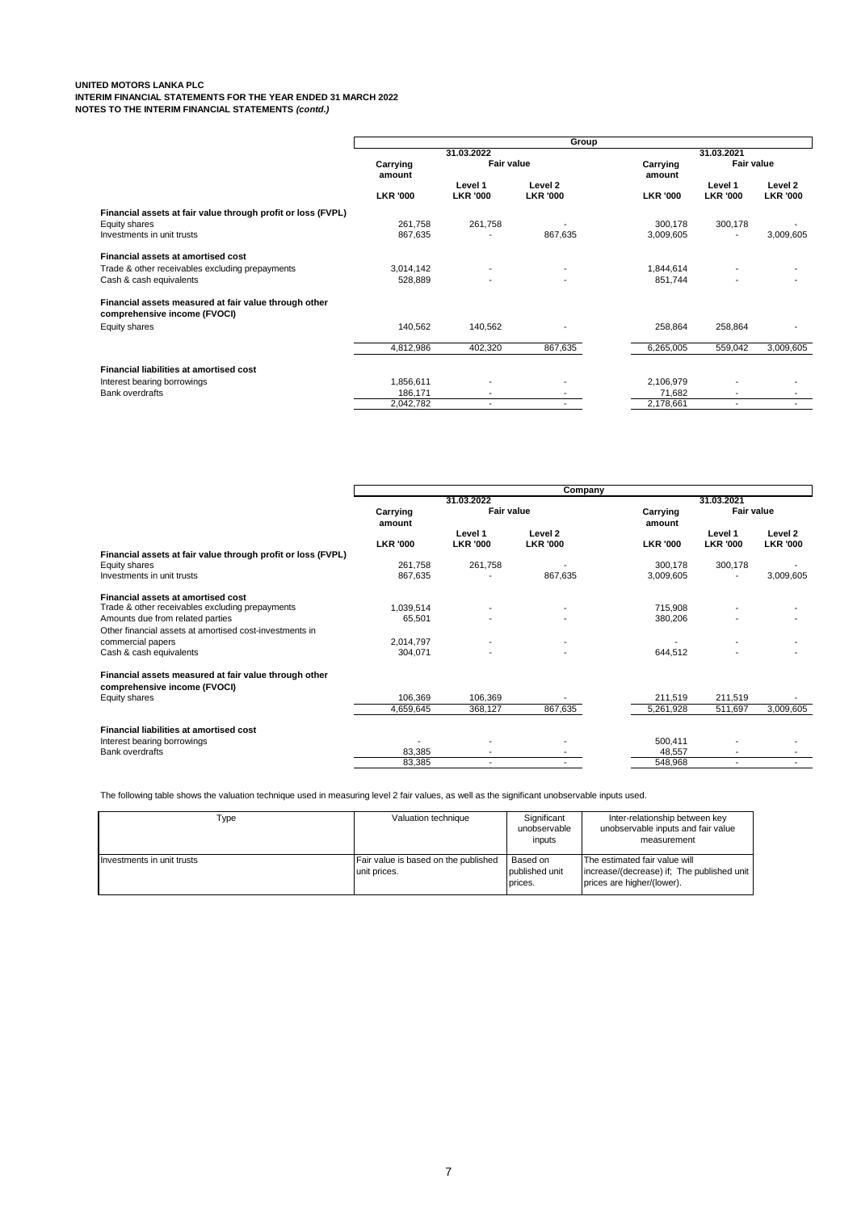UNITED MOTORS LANKA PLC
INTERIM FINANCIAL STATEMENTS FOR THE YEAR ENDED 31 MARCH 2022
NOTES TO THE INTERIM FINANCIAL STATEMENTS *(contd.)*

| | Group | | | | | |
|---|---|---|---|---|---|---|
| | 31.03.2022 | | | 31.03.2021 | | |
| | Carrying amount | Fair value | | Carrying amount | Fair value | |
| | | Level 1 | Level 2 | | Level 1 | Level 2 |
| | LKR '000 | LKR '000 | LKR '000 | LKR '000 | LKR '000 | LKR '000 |
| **Financial assets at fair value through profit or loss (FVPL)** | | | | | | |
| Equity shares | 261,758 | 261,758 | - | 300,178 | 300,178 | - |
| Investments in unit trusts | 867,635 | - | 867,635 | 3,009,605 | - | 3,009,605 |
| **Financial assets at amortised cost** | | | | | | |
| Trade & other receivables excluding prepayments | 3,014,142 | - | - | 1,844,614 | - | - |
| Cash & cash equivalents | 528,889 | - | - | 851,744 | - | - |
| **Financial assets measured at fair value through other comprehensive income (FVOCI)** | | | | | | |
| Equity shares | 140,562 | 140,562 | - | 258,864 | 258,864 | - |
| | 4,812,986 | 402,320 | 867,635 | 6,265,005 | 559,042 | 3,009,605 |
| **Financial liabilities at amortised cost** | | | | | | |
| Interest bearing borrowings | 1,856,611 | - | - | 2,106,979 | - | - |
| Bank overdrafts | 186,171 | - | - | 71,682 | - | - |
| | 2,042,782 | - | - | 2,178,661 | - | - |

| | Company | | | | | |
|---|---|---|---|---|---|---|
| | 31.03.2022 | | | 31.03.2021 | | |
| | Carrying amount | Fair value | | Carrying amount | Fair value | |
| | | Level 1 | Level 2 | | Level 1 | Level 2 |
| | LKR '000 | LKR '000 | LKR '000 | LKR '000 | LKR '000 | LKR '000 |
| **Financial assets at fair value through profit or loss (FVPL)** | | | | | | |
| Equity shares | 261,758 | 261,758 | - | 300,178 | 300,178 | - |
| Investments in unit trusts | 867,635 | - | 867,635 | 3,009,605 | - | 3,009,605 |
| **Financial assets at amortised cost** | | | | | | |
| Trade & other receivables excluding prepayments | 1,039,514 | - | - | 715,908 | - | - |
| Amounts due from related parties | 65,501 | - | - | 380,206 | - | - |
| Other financial assets at amortised cost-investments in commercial papers | 2,014,797 | - | - | - | - | - |
| Cash & cash equivalents | 304,071 | - | - | 644,512 | - | - |
| **Financial assets measured at fair value through other comprehensive income (FVOCI)** | | | | | | |
| Equity shares | 106,369 | 106,369 | - | 211,519 | 211,519 | - |
| | 4,659,645 | 368,127 | 867,635 | 5,261,928 | 511,697 | 3,009,605 |
| **Financial liabilities at amortised cost** | | | | | | |
| Interest bearing borrowings | - | - | - | 500,411 | - | - |
| Bank overdrafts | 83,385 | - | - | 48,557 | - | - |
| | 83,385 | - | - | 548,968 | - | - |

The following table shows the valuation technique used in measuring level 2 fair values, as well as the significant unobservable inputs used.

| Type | Valuation technique | Significant unobservable inputs | Inter-relationship between key unobservable inputs and fair value measurement |
|---|---|---|---|
| Investments in unit trusts | Fair value is based on the published unit prices. | Based on published unit prices. | The estimated fair value will increase/(decrease) if; The published unit prices are higher/(lower). |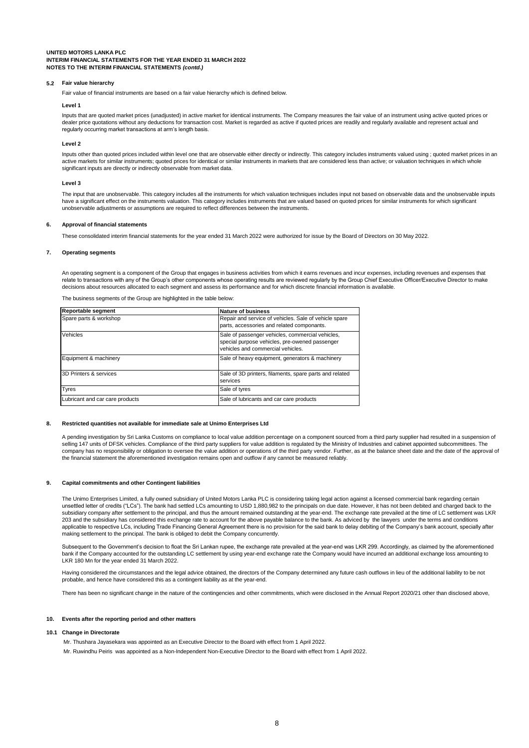**UNITED MOTORS LANKA PLC**
**INTERIM FINANCIAL STATEMENTS FOR THE YEAR ENDED 31 MARCH 2022**
**NOTES TO THE INTERIM FINANCIAL STATEMENTS *(contd.)***

### 5.2 Fair value hierarchy

Fair value of financial instruments are based on a fair value hierarchy which is defined below.

**Level 1**

Inputs that are quoted market prices (unadjusted) in active market for identical instruments. The Company measures the fair value of an instrument using active quoted prices or dealer price quotations without any deductions for transaction cost. Market is regarded as active if quoted prices are readily and regularly available and represent actual and regularly occurring market transactions at arm's length basis.

**Level 2**

Inputs other than quoted prices included within level one that are observable either directly or indirectly. This category includes instruments valued using ; quoted market prices in an active markets for similar instruments; quoted prices for identical or similar instruments in markets that are considered less than active; or valuation techniques in which whole significant inputs are directly or indirectly observable from market data.

**Level 3**

The input that are unobservable. This category includes all the instruments for which valuation techniques includes input not based on observable data and the unobservable inputs have a significant effect on the instruments valuation. This category includes instruments that are valued based on quoted prices for similar instruments for which significant unobservable adjustments or assumptions are required to reflect differences between the instruments.

### 6. Approval of financial statements

These consolidated interim financial statements for the year ended 31 March 2022 were authorized for issue by the Board of Directors on 30 May 2022.

### 7. Operating segments

An operating segment is a component of the Group that engages in business activities from which it earns revenues and incur expenses, including revenues and expenses that relate to transactions with any of the Group's other components whose operating results are reviewed regularly by the Group Chief Executive Officer/Executive Director to make decisions about resources allocated to each segment and assess its performance and for which discrete financial information is available.

The business segments of the Group are highlighted in the table below:

| Reportable segment | Nature of business |
|---|---|
| Spare parts & workshop | Repair and service of vehicles. Sale of vehicle spare parts, accessories and related componants. |
| Vehicles | Sale of passenger vehicles, commercial vehicles, special purpose vehicles, pre-owened passenger vehicles and commercial vehicles. |
| Equipment & machinery | Sale of heavy equipment, generators & machinery |
| 3D Printers & services | Sale of 3D printers, filaments, spare parts and related services |
| Tyres | Sale of tyres |
| Lubricant and car care products | Sale of lubricants and car care products |

### 8. Restricted quantities not available for immediate sale at Unimo Enterprises Ltd

A pending investigation by Sri Lanka Customs on compliance to local value addition percentage on a component sourced from a third party supplier had resulted in a suspension of selling 147 units of DFSK vehicles. Compliance of the third party suppliers for value addition is regulated by the Ministry of Industries and cabinet appointed subcommittees. The company has no responsibility or obligation to oversee the value addition or operations of the third party vendor. Further, as at the balance sheet date and the date of the approval of the financial statement the aforementioned investigation remains open and outflow if any cannot be measured reliably.

### 9. Capital commitments and other Contingent liabilities

The Unimo Enterprises Limited, a fully owned subsidiary of United Motors Lanka PLC is considering taking legal action against a licensed commercial bank regarding certain unsettled letter of credits ("LCs"). The bank had settled LCs amounting to USD 1,880,982 to the principals on due date. However, it has not been debited and charged back to the subsidiary company after settlement to the principal, and thus the amount remained outstanding at the year-end. The exchange rate prevailed at the time of LC settlement was LKR 203 and the subsidiary has considered this exchange rate to account for the above payable balance to the bank. As adviced by the lawyers under the terms and conditions applicable to respective LCs, including Trade Financing General Agreement there is no provision for the said bank to delay debiting of the Company's bank account, specially after making settlement to the principal. The bank is obliged to debit the Company concurrently.

Subsequent to the Government's decision to float the Sri Lankan rupee, the exchange rate prevailed at the year-end was LKR 299. Accordingly, as claimed by the aforementioned bank if the Company accounted for the outstanding LC settlement by using year-end exchange rate the Company would have incurred an additional exchange loss amounting to LKR 180 Mn for the year ended 31 March 2022.

Having considered the circumstances and the legal advice obtained, the directors of the Company determined any future cash outflows in lieu of the additional liability to be not probable, and hence have considered this as a contingent liability as at the year-end.

There has been no significant change in the nature of the contingencies and other commitments, which were disclosed in the Annual Report 2020/21 other than disclosed above,

### 10. Events after the reporting period and other matters

#### 10.1 Change in Directorate

Mr. Thushara Jayasekara was appointed as an Executive Director to the Board with effect from 1 April 2022.

Mr. Ruwindhu Peiris was appointed as a Non-Independent Non-Executive Director to the Board with effect from 1 April 2022.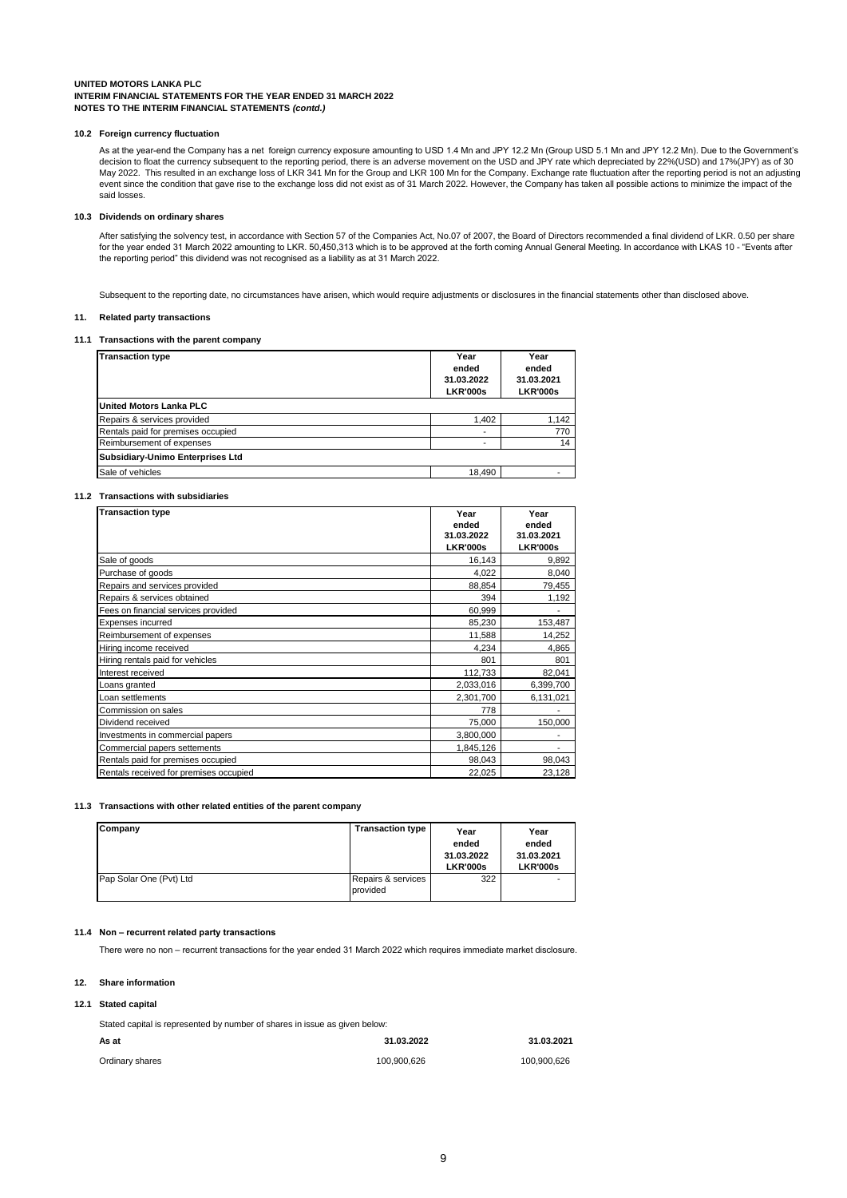**UNITED MOTORS LANKA PLC**
**INTERIM FINANCIAL STATEMENTS FOR THE YEAR ENDED 31 MARCH 2022**
**NOTES TO THE INTERIM FINANCIAL STATEMENTS *(contd.)***

### 10.2 Foreign currency fluctuation

As at the year-end the Company has a net foreign currency exposure amounting to USD 1.4 Mn and JPY 12.2 Mn (Group USD 5.1 Mn and JPY 12.2 Mn). Due to the Government's decision to float the currency subsequent to the reporting period, there is an adverse movement on the USD and JPY rate which depreciated by 22%(USD) and 17%(JPY) as of 30 May 2022. This resulted in an exchange loss of LKR 341 Mn for the Group and LKR 100 Mn for the Company. Exchange rate fluctuation after the reporting period is not an adjusting event since the condition that gave rise to the exchange loss did not exist as of 31 March 2022. However, the Company has taken all possible actions to minimize the impact of the said losses.

### 10.3 Dividends on ordinary shares

After satisfying the solvency test, in accordance with Section 57 of the Companies Act, No.07 of 2007, the Board of Directors recommended a final dividend of LKR. 0.50 per share for the year ended 31 March 2022 amounting to LKR. 50,450,313 which is to be approved at the forth coming Annual General Meeting. In accordance with LKAS 10 - "Events after the reporting period" this dividend was not recognised as a liability as at 31 March 2022.

Subsequent to the reporting date, no circumstances have arisen, which would require adjustments or disclosures in the financial statements other than disclosed above.

## 11. Related party transactions

### 11.1 Transactions with the parent company

| Transaction type | Year ended 31.03.2022 LKR'000s | Year ended 31.03.2021 LKR'000s |
|---|---|---|
| **United Motors Lanka PLC** | | |
| Repairs & services provided | 1,402 | 1,142 |
| Rentals paid for premises occupied | - | 770 |
| Reimbursement of expenses | - | 14 |
| **Subsidiary-Unimo Enterprises Ltd** | | |
| Sale of vehicles | 18,490 | - |

### 11.2 Transactions with subsidiaries

| Transaction type | Year ended 31.03.2022 LKR'000s | Year ended 31.03.2021 LKR'000s |
|---|---|---|
| Sale of goods | 16,143 | 9,892 |
| Purchase of goods | 4,022 | 8,040 |
| Repairs and services provided | 88,854 | 79,455 |
| Repairs & services obtained | 394 | 1,192 |
| Fees on financial services provided | 60,999 | - |
| Expenses incurred | 85,230 | 153,487 |
| Reimbursement of expenses | 11,588 | 14,252 |
| Hiring income received | 4,234 | 4,865 |
| Hiring rentals paid for vehicles | 801 | 801 |
| Interest received | 112,733 | 82,041 |
| Loans granted | 2,033,016 | 6,399,700 |
| Loan settlements | 2,301,700 | 6,131,021 |
| Commission on sales | 778 | - |
| Dividend received | 75,000 | 150,000 |
| Investments in commercial papers | 3,800,000 | - |
| Commercial papers settements | 1,845,126 | - |
| Rentals paid for premises occupied | 98,043 | 98,043 |
| Rentals received for premises occupied | 22,025 | 23,128 |

### 11.3 Transactions with other related entities of the parent company

| Company | Transaction type | Year ended 31.03.2022 LKR'000s | Year ended 31.03.2021 LKR'000s |
|---|---|---|---|
| Pap Solar One (Pvt) Ltd | Repairs & services provided | 322 | - |

### 11.4 Non – recurrent related party transactions

There were no non – recurrent transactions for the year ended 31 March 2022 which requires immediate market disclosure.

## 12. Share information

### 12.1 Stated capital

Stated capital is represented by number of shares in issue as given below:

| As at | 31.03.2022 | 31.03.2021 |
|---|---|---|
| Ordinary shares | 100,900,626 | 100,900,626 |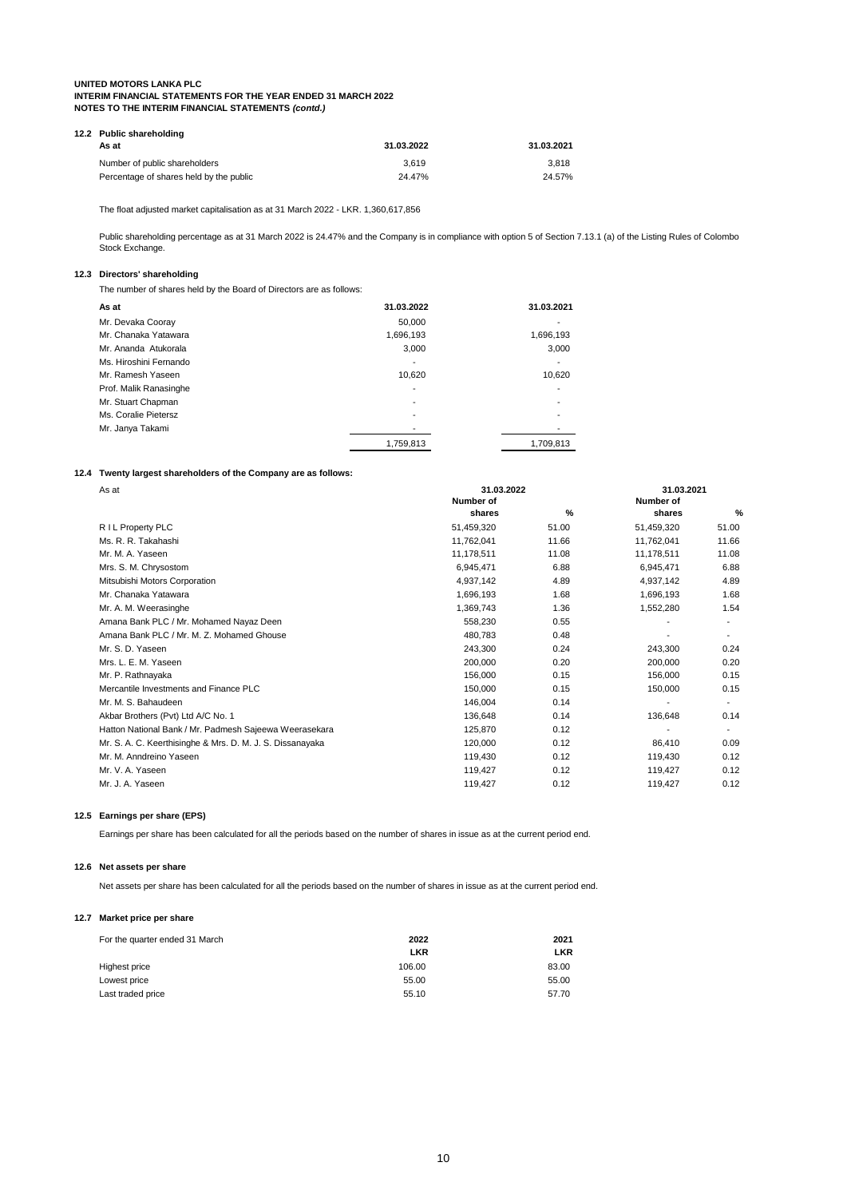**UNITED MOTORS LANKA PLC**
**INTERIM FINANCIAL STATEMENTS FOR THE YEAR ENDED 31 MARCH 2022**
**NOTES TO THE INTERIM FINANCIAL STATEMENTS *(contd.)***

### 12.2 Public shareholding

| As at | 31.03.2022 | 31.03.2021 |
|---|---|---|
| Number of public shareholders | 3,619 | 3,818 |
| Percentage of shares held by the public | 24.47% | 24.57% |

The float adjusted market capitalisation as at 31 March 2022 - LKR. 1,360,617,856

Public shareholding percentage as at 31 March 2022 is 24.47% and the Company is in compliance with option 5 of Section 7.13.1 (a) of the Listing Rules of Colombo Stock Exchange.

### 12.3 Directors' shareholding

The number of shares held by the Board of Directors are as follows:

| As at | 31.03.2022 | 31.03.2021 |
|---|---|---|
| Mr. Devaka Cooray | 50,000 | - |
| Mr. Chanaka Yatawara | 1,696,193 | 1,696,193 |
| Mr. Ananda Atukorala | 3,000 | 3,000 |
| Ms. Hiroshini Fernando | - | - |
| Mr. Ramesh Yaseen | 10,620 | 10,620 |
| Prof. Malik Ranasinghe | - | - |
| Mr. Stuart Chapman | - | - |
| Ms. Coralie Pietersz | - | - |
| Mr. Janya Takami | - | - |
| | 1,759,813 | 1,709,813 |

### 12.4 Twenty largest shareholders of the Company are as follows:

| As at | 31.03.2022 | | 31.03.2021 | |
|---|---|---|---|---|
| | Number of shares | % | Number of shares | % |
| R I L Property PLC | 51,459,320 | 51.00 | 51,459,320 | 51.00 |
| Ms. R. R. Takahashi | 11,762,041 | 11.66 | 11,762,041 | 11.66 |
| Mr. M. A. Yaseen | 11,178,511 | 11.08 | 11,178,511 | 11.08 |
| Mrs. S. M. Chrysostom | 6,945,471 | 6.88 | 6,945,471 | 6.88 |
| Mitsubishi Motors Corporation | 4,937,142 | 4.89 | 4,937,142 | 4.89 |
| Mr. Chanaka Yatawara | 1,696,193 | 1.68 | 1,696,193 | 1.68 |
| Mr. A. M. Weerasinghe | 1,369,743 | 1.36 | 1,552,280 | 1.54 |
| Amana Bank PLC / Mr. Mohamed Nayaz Deen | 558,230 | 0.55 | - | - |
| Amana Bank PLC / Mr. M. Z. Mohamed Ghouse | 480,783 | 0.48 | - | - |
| Mr. S. D. Yaseen | 243,300 | 0.24 | 243,300 | 0.24 |
| Mrs. L. E. M. Yaseen | 200,000 | 0.20 | 200,000 | 0.20 |
| Mr. P. Rathnayaka | 156,000 | 0.15 | 156,000 | 0.15 |
| Mercantile Investments and Finance PLC | 150,000 | 0.15 | 150,000 | 0.15 |
| Mr. M. S. Bahaudeen | 146,004 | 0.14 | - | - |
| Akbar Brothers (Pvt) Ltd A/C No. 1 | 136,648 | 0.14 | 136,648 | 0.14 |
| Hatton National Bank / Mr. Padmesh Sajeewa Weerasekara | 125,870 | 0.12 | - | - |
| Mr. S. A. C. Keerthisinghe & Mrs. D. M. J. S. Dissanayaka | 120,000 | 0.12 | 86,410 | 0.09 |
| Mr. M. Anndreino Yaseen | 119,430 | 0.12 | 119,430 | 0.12 |
| Mr. V. A. Yaseen | 119,427 | 0.12 | 119,427 | 0.12 |
| Mr. J. A. Yaseen | 119,427 | 0.12 | 119,427 | 0.12 |

### 12.5 Earnings per share (EPS)

Earnings per share has been calculated for all the periods based on the number of shares in issue as at the current period end.

### 12.6 Net assets per share

Net assets per share has been calculated for all the periods based on the number of shares in issue as at the current period end.

### 12.7 Market price per share

| For the quarter ended 31 March | 2022 | 2021 |
|---|---|---|
| | LKR | LKR |
| Highest price | 106.00 | 83.00 |
| Lowest price | 55.00 | 55.00 |
| Last traded price | 55.10 | 57.70 |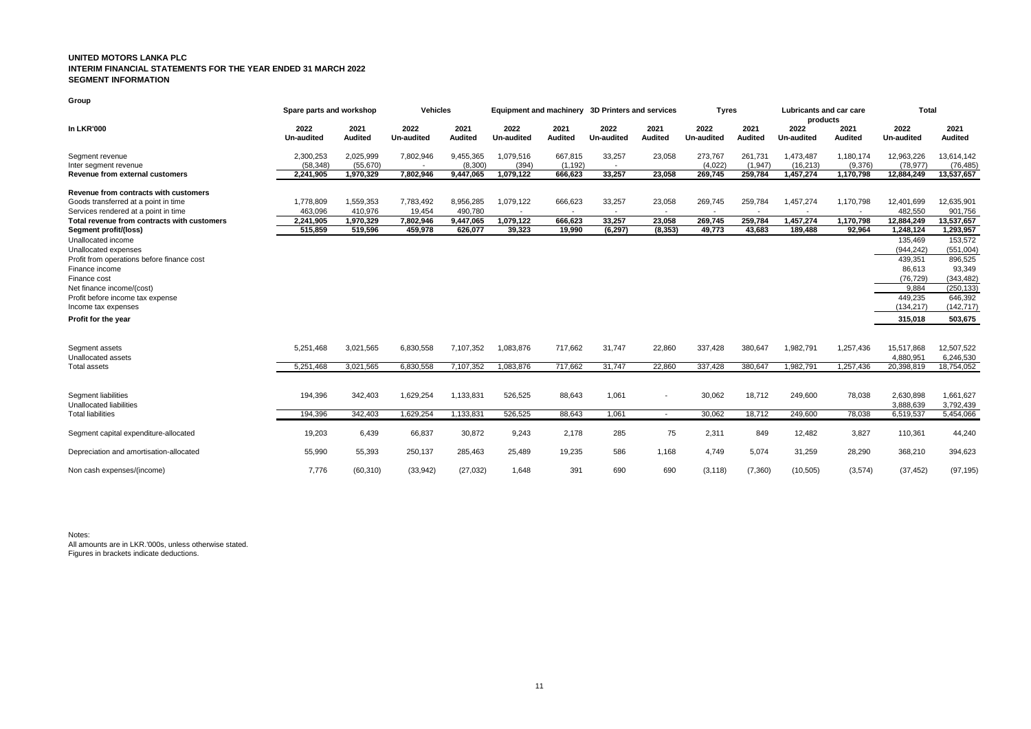**UNITED MOTORS LANKA PLC**
**INTERIM FINANCIAL STATEMENTS FOR THE YEAR ENDED 31 MARCH 2022**
**SEGMENT INFORMATION**

**Group**

| | Spare parts and workshop | | Vehicles | | Equipment and machinery | | 3D Printers and services | | Tyres | | Lubricants and car care products | | Total | |
|---|---|---|---|---|---|---|---|---|---|---|---|---|---|---|
| **In LKR'000** | **2022 Un-audited** | **2021 Audited** | **2022 Un-audited** | **2021 Audited** | **2022 Un-audited** | **2021 Audited** | **2022 Un-audited** | **2021 Audited** | **2022 Un-audited** | **2021 Audited** | **2022 Un-audited** | **2021 Audited** | **2022 Un-audited** | **2021 Audited** |
| Segment revenue | 2,300,253 | 2,025,999 | 7,802,946 | 9,455,365 | 1,079,516 | 667,815 | 33,257 | 23,058 | 273,767 | 261,731 | 1,473,487 | 1,180,174 | 12,963,226 | 13,614,142 |
| Inter segment revenue | (58,348) | (55,670) | - | (8,300) | (394) | (1,192) | - | | (4,022) | (1,947) | (16,213) | (9,376) | (78,977) | (76,485) |
| **Revenue from external customers** | **2,241,905** | **1,970,329** | **7,802,946** | **9,447,065** | **1,079,122** | **666,623** | **33,257** | **23,058** | **269,745** | **259,784** | **1,457,274** | **1,170,798** | **12,884,249** | **13,537,657** |
| **Revenue from contracts with customers** | | | | | | | | | | | | | | |
| Goods transferred at a point in time | 1,778,809 | 1,559,353 | 7,783,492 | 8,956,285 | 1,079,122 | 666,623 | 33,257 | 23,058 | 269,745 | 259,784 | 1,457,274 | 1,170,798 | 12,401,699 | 12,635,901 |
| Services rendered at a point in time | 463,096 | 410,976 | 19,454 | 490,780 | - | - | - | - | - | - | - | - | 482,550 | 901,756 |
| **Total revenue from contracts with customers** | **2,241,905** | **1,970,329** | **7,802,946** | **9,447,065** | **1,079,122** | **666,623** | **33,257** | **23,058** | **269,745** | **259,784** | **1,457,274** | **1,170,798** | **12,884,249** | **13,537,657** |
| **Segment profit/(loss)** | **515,859** | **519,596** | **459,978** | **626,077** | **39,323** | **19,990** | **(6,297)** | **(8,353)** | **49,773** | **43,683** | **189,488** | **92,964** | **1,248,124** | **1,293,957** |
| Unallocated income | | | | | | | | | | | | | 135,469 | 153,572 |
| Unallocated expenses | | | | | | | | | | | | | (944,242) | (551,004) |
| Profit from operations before finance cost | | | | | | | | | | | | | 439,351 | 896,525 |
| Finance income | | | | | | | | | | | | | 86,613 | 93,349 |
| Finance cost | | | | | | | | | | | | | (76,729) | (343,482) |
| Net finance income/(cost) | | | | | | | | | | | | | 9,884 | (250,133) |
| Profit before income tax expense | | | | | | | | | | | | | 449,235 | 646,392 |
| Income tax expenses | | | | | | | | | | | | | (134,217) | (142,717) |
| **Profit for the year** | | | | | | | | | | | | | **315,018** | **503,675** |
| Segment assets | 5,251,468 | 3,021,565 | 6,830,558 | 7,107,352 | 1,083,876 | 717,662 | 31,747 | 22,860 | 337,428 | 380,647 | 1,982,791 | 1,257,436 | 15,517,868 | 12,507,522 |
| Unallocated assets | | | | | | | | | | | | | 4,880,951 | 6,246,530 |
| Total assets | 5,251,468 | 3,021,565 | 6,830,558 | 7,107,352 | 1,083,876 | 717,662 | 31,747 | 22,860 | 337,428 | 380,647 | 1,982,791 | 1,257,436 | 20,398,819 | 18,754,052 |
| Segment liabilities | 194,396 | 342,403 | 1,629,254 | 1,133,831 | 526,525 | 88,643 | 1,061 | - | 30,062 | 18,712 | 249,600 | 78,038 | 2,630,898 | 1,661,627 |
| Unallocated liabilities | | | | | | | | | | | | | 3,888,639 | 3,792,439 |
| Total liabilities | 194,396 | 342,403 | 1,629,254 | 1,133,831 | 526,525 | 88,643 | 1,061 | - | 30,062 | 18,712 | 249,600 | 78,038 | 6,519,537 | 5,454,066 |
| Segment capital expenditure-allocated | 19,203 | 6,439 | 66,837 | 30,872 | 9,243 | 2,178 | 285 | 75 | 2,311 | 849 | 12,482 | 3,827 | 110,361 | 44,240 |
| Depreciation and amortisation-allocated | 55,990 | 55,393 | 250,137 | 285,463 | 25,489 | 19,235 | 586 | 1,168 | 4,749 | 5,074 | 31,259 | 28,290 | 368,210 | 394,623 |
| Non cash expenses/(income) | 7,776 | (60,310) | (33,942) | (27,032) | 1,648 | 391 | 690 | 690 | (3,118) | (7,360) | (10,505) | (3,574) | (37,452) | (97,195) |

Notes:
All amounts are in LKR.'000s, unless otherwise stated.
Figures in brackets indicate deductions.